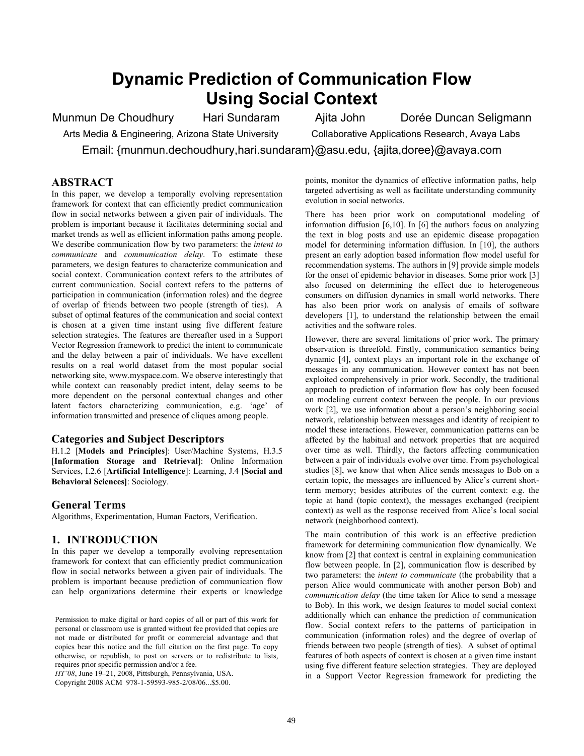# Dynamic Prediction of Communication Flow Using Social Context

Munmun De Choudhury  Hari Sundaram  Ajita John  Dorée Duncan Seligmann

Arts Media & Engineering, Arizona State University  Collaborative Applications Research, Avaya Labs

Email: {munmun.dechoudhury,hari.sundaram}@asu.edu, {ajita,doree}@avaya.com

## ABSTRACT

In this paper, we develop a temporally evolving representation framework for context that can efficiently predict communication flow in social networks between a given pair of individuals. The problem is important because it facilitates determining social and market trends as well as efficient information paths among people. We describe communication flow by two parameters: the *intent to communicate* and *communication delay*. To estimate these parameters, we design features to characterize communication and social context. Communication context refers to the attributes of current communication. Social context refers to the patterns of participation in communication (information roles) and the degree of overlap of friends between two people (strength of ties). A subset of optimal features of the communication and social context is chosen at a given time instant using five different feature selection strategies. The features are thereafter used in a Support Vector Regression framework to predict the intent to communicate and the delay between a pair of individuals. We have excellent results on a real world dataset from the most popular social networking site, www.myspace.com. We observe interestingly that while context can reasonably predict intent, delay seems to be more dependent on the personal contextual changes and other latent factors characterizing communication, e.g. 'age' of information transmitted and presence of cliques among people.

### Categories and Subject Descriptors

H.1.2 [**Models and Principles**]: User/Machine Systems, H.3.5 [**Information Storage and Retrieval**]: Online Information Services, I.2.6 [**Artificial Intelligence**]: Learning, J.4 **[Social and Behavioral Sciences]**: Sociology.

### General Terms

Algorithms, Experimentation, Human Factors, Verification.

## 1. INTRODUCTION

In this paper we develop a temporally evolving representation framework for context that can efficiently predict communication flow in social networks between a given pair of individuals. The problem is important because prediction of communication flow can help organizations determine their experts or knowledge points, monitor the dynamics of effective information paths, help targeted advertising as well as facilitate understanding community evolution in social networks.

There has been prior work on computational modeling of information diffusion [6,10]. In [6] the authors focus on analyzing the text in blog posts and use an epidemic disease propagation model for determining information diffusion. In [10], the authors present an early adoption based information flow model useful for recommendation systems. The authors in [9] provide simple models for the onset of epidemic behavior in diseases. Some prior work [3] also focused on determining the effect due to heterogeneous consumers on diffusion dynamics in small world networks. There has also been prior work on analysis of emails of software developers [1], to understand the relationship between the email activities and the software roles.

However, there are several limitations of prior work. The primary observation is threefold. Firstly, communication semantics being dynamic [4], context plays an important role in the exchange of messages in any communication. However context has not been exploited comprehensively in prior work. Secondly, the traditional approach to prediction of information flow has only been focused on modeling current context between the people. In our previous work [2], we use information about a person's neighboring social network, relationship between messages and identity of recipient to model these interactions. However, communication patterns can be affected by the habitual and network properties that are acquired over time as well. Thirdly, the factors affecting communication between a pair of individuals evolve over time. From psychological studies [8], we know that when Alice sends messages to Bob on a certain topic, the messages are influenced by Alice's current short-term memory; besides attributes of the current context: e.g. the topic at hand (topic context), the messages exchanged (recipient context) as well as the response received from Alice's local social network (neighborhood context).

The main contribution of this work is an effective prediction framework for determining communication flow dynamically. We know from [2] that context is central in explaining communication flow between people. In [2], communication flow is described by two parameters: the *intent to communicate* (the probability that a person Alice would communicate with another person Bob) and *communication delay* (the time taken for Alice to send a message to Bob). In this work, we design features to model social context additionally which can enhance the prediction of communication flow. Social context refers to the patterns of participation in communication (information roles) and the degree of overlap of friends between two people (strength of ties). A subset of optimal features of both aspects of context is chosen at a given time instant using five different feature selection strategies. They are deployed in a Support Vector Regression framework for predicting the

Permission to make digital or hard copies of all or part of this work for personal or classroom use is granted without fee provided that copies are not made or distributed for profit or commercial advantage and that copies bear this notice and the full citation on the first page. To copy otherwise, or republish, to post on servers or to redistribute to lists, requires prior specific permission and/or a fee.
*HT'08*, June 19–21, 2008, Pittsburgh, Pennsylvania, USA.
Copyright 2008 ACM 978-1-59593-985-2/08/06...$5.00.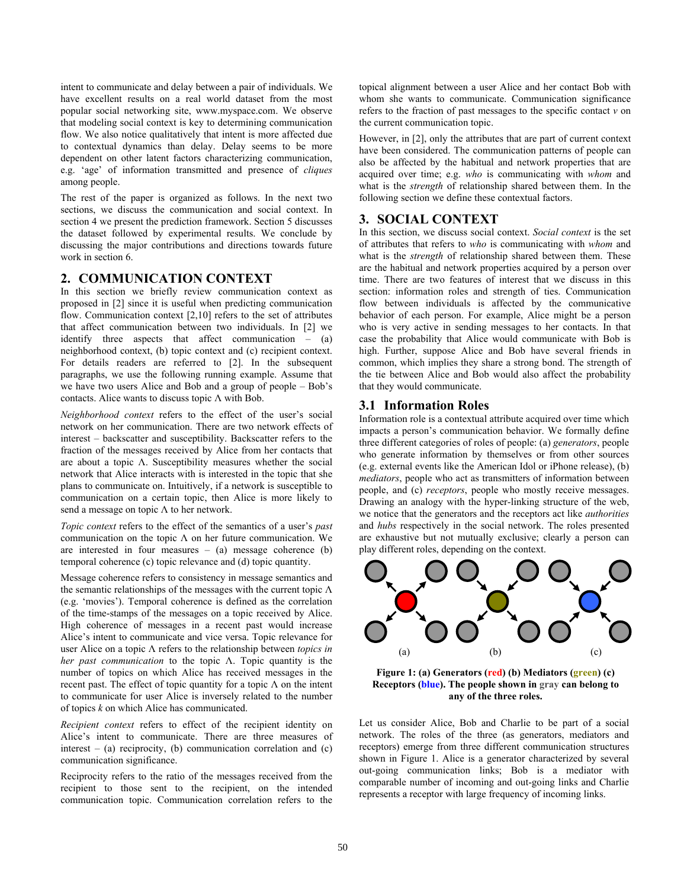intent to communicate and delay between a pair of individuals. We have excellent results on a real world dataset from the most popular social networking site, www.myspace.com. We observe that modeling social context is key to determining communication flow. We also notice qualitatively that intent is more affected due to contextual dynamics than delay. Delay seems to be more dependent on other latent factors characterizing communication, e.g. 'age' of information transmitted and presence of *cliques* among people.

The rest of the paper is organized as follows. In the next two sections, we discuss the communication and social context. In section 4 we present the prediction framework. Section 5 discusses the dataset followed by experimental results. We conclude by discussing the major contributions and directions towards future work in section 6.

## 2. COMMUNICATION CONTEXT

In this section we briefly review communication context as proposed in [2] since it is useful when predicting communication flow. Communication context [2,10] refers to the set of attributes that affect communication between two individuals. In [2] we identify three aspects that affect communication – (a) neighborhood context, (b) topic context and (c) recipient context. For details readers are referred to [2]. In the subsequent paragraphs, we use the following running example. Assume that we have two users Alice and Bob and a group of people – Bob's contacts. Alice wants to discuss topic $\Lambda$ with Bob.

*Neighborhood context* refers to the effect of the user's social network on her communication. There are two network effects of interest – backscatter and susceptibility. Backscatter refers to the fraction of the messages received by Alice from her contacts that are about a topic $\Lambda$. Susceptibility measures whether the social network that Alice interacts with is interested in the topic that she plans to communicate on. Intuitively, if a network is susceptible to communication on a certain topic, then Alice is more likely to send a message on topic $\Lambda$ to her network.

*Topic context* refers to the effect of the semantics of a user's *past* communication on the topic $\Lambda$ on her future communication. We are interested in four measures – (a) message coherence (b) temporal coherence (c) topic relevance and (d) topic quantity.

Message coherence refers to consistency in message semantics and the semantic relationships of the messages with the current topic $\Lambda$ (e.g. 'movies'). Temporal coherence is defined as the correlation of the time-stamps of the messages on a topic received by Alice. High coherence of messages in a recent past would increase Alice's intent to communicate and vice versa. Topic relevance for user Alice on a topic $\Lambda$ refers to the relationship between *topics in her past communication* to the topic $\Lambda$. Topic quantity is the number of topics on which Alice has received messages in the recent past. The effect of topic quantity for a topic $\Lambda$ on the intent to communicate for user Alice is inversely related to the number of topics $k$ on which Alice has communicated.

*Recipient context* refers to effect of the recipient identity on Alice's intent to communicate. There are three measures of interest – (a) reciprocity, (b) communication correlation and (c) communication significance.

Reciprocity refers to the ratio of the messages received from the recipient to those sent to the recipient, on the intended communication topic. Communication correlation refers to the topical alignment between a user Alice and her contact Bob with whom she wants to communicate. Communication significance refers to the fraction of past messages to the specific contact $v$ on the current communication topic.

However, in [2], only the attributes that are part of current context have been considered. The communication patterns of people can also be affected by the habitual and network properties that are acquired over time; e.g. *who* is communicating with *whom* and what is the *strength* of relationship shared between them. In the following section we define these contextual factors.

## 3. SOCIAL CONTEXT

In this section, we discuss social context. *Social context* is the set of attributes that refers to *who* is communicating with *whom* and what is the *strength* of relationship shared between them. These are the habitual and network properties acquired by a person over time. There are two features of interest that we discuss in this section: information roles and strength of ties. Communication flow between individuals is affected by the communicative behavior of each person. For example, Alice might be a person who is very active in sending messages to her contacts. In that case the probability that Alice would communicate with Bob is high. Further, suppose Alice and Bob have several friends in common, which implies they share a strong bond. The strength of the tie between Alice and Bob would also affect the probability that they would communicate.

### 3.1 Information Roles

Information role is a contextual attribute acquired over time which impacts a person's communication behavior. We formally define three different categories of roles of people: (a) *generators*, people who generate information by themselves or from other sources (e.g. external events like the American Idol or iPhone release), (b) *mediators*, people who act as transmitters of information between people, and (c) *receptors*, people who mostly receive messages. Drawing an analogy with the hyper-linking structure of the web, we notice that the generators and the receptors act like *authorities* and *hubs* respectively in the social network. The roles presented are exhaustive but not mutually exclusive; clearly a person can play different roles, depending on the context.

(a)

(b)

(c)

**Figure 1: (a) Generators (red) (b) Mediators (green) (c) Receptors (blue). The people shown in gray can belong to any of the three roles.**

Let us consider Alice, Bob and Charlie to be part of a social network. The roles of the three (as generators, mediators and receptors) emerge from three different communication structures shown in Figure 1. Alice is a generator characterized by several out-going communication links; Bob is a mediator with comparable number of incoming and out-going links and Charlie represents a receptor with large frequency of incoming links.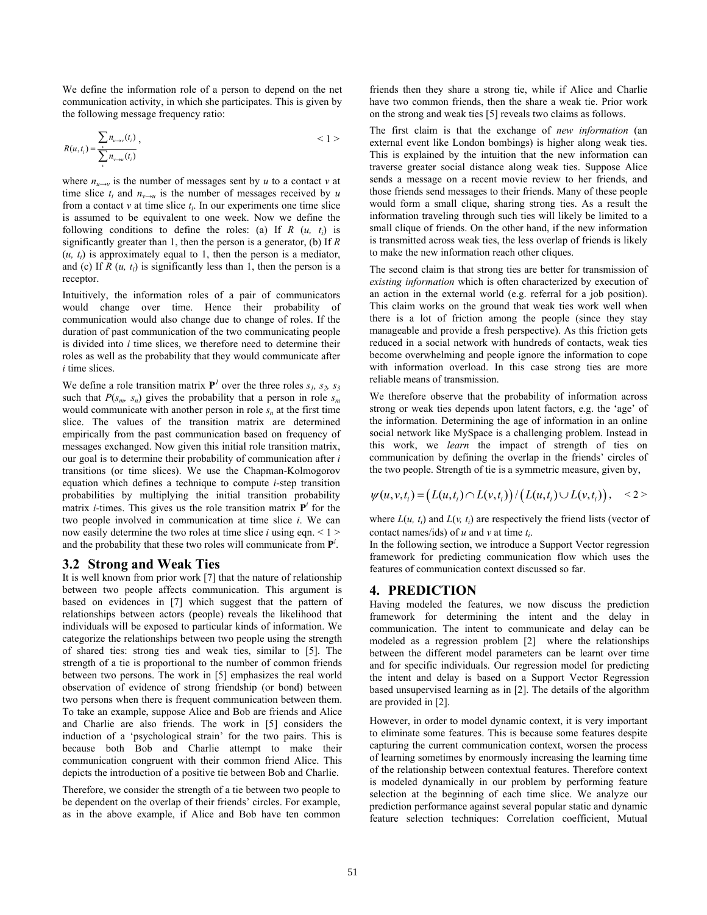We define the information role of a person to depend on the net communication activity, in which she participates. This is given by the following message frequency ratio:

$$R(u,t_i) = \frac{\sum_v n_{u \to v}(t_i)}{\sum_v n_{v \to u}(t_i)}, \qquad <1>$$

where $n_{u \to v}$ is the number of messages sent by $u$ to a contact $v$ at time slice $t_i$ and $n_{v \to u}$ is the number of messages received by $u$ from a contact $v$ at time slice $t_i$. In our experiments one time slice is assumed to be equivalent to one week. Now we define the following conditions to define the roles: (a) If $R(u, t_i)$ is significantly greater than 1, then the person is a generator, (b) If $R(u, t_i)$ is approximately equal to 1, then the person is a mediator, and (c) If $R(u, t_i)$ is significantly less than 1, then the person is a receptor.

Intuitively, the information roles of a pair of communicators would change over time. Hence their probability of communication would also change due to change of roles. If the duration of past communication of the two communicating people is divided into $i$ time slices, we therefore need to determine their roles as well as the probability that they would communicate after $i$ time slices.

We define a role transition matrix $\mathbf{P}^1$ over the three roles $s_1$, $s_2$, $s_3$ such that $P(s_m, s_n)$ gives the probability that a person in role $s_m$ would communicate with another person in role $s_n$ at the first time slice. The values of the transition matrix are determined empirically from the past communication based on frequency of messages exchanged. Now given this initial role transition matrix, our goal is to determine their probability of communication after $i$ transitions (or time slices). We use the Chapman-Kolmogorov equation which defines a technique to compute $i$-step transition probabilities by multiplying the initial transition probability matrix $i$-times. This gives us the role transition matrix $\mathbf{P}^i$ for the two people involved in communication at time slice $i$. We can now easily determine the two roles at time slice $i$ using eqn. < 1 > and the probability that these two roles will communicate from $\mathbf{P}^i$.

## 3.2 Strong and Weak Ties

It is well known from prior work [7] that the nature of relationship between two people affects communication. This argument is based on evidences in [7] which suggest that the pattern of relationships between actors (people) reveals the likelihood that individuals will be exposed to particular kinds of information. We categorize the relationships between two people using the strength of shared ties: strong ties and weak ties, similar to [5]. The strength of a tie is proportional to the number of common friends between two persons. The work in [5] emphasizes the real world observation of evidence of strong friendship (or bond) between two persons when there is frequent communication between them. To take an example, suppose Alice and Bob are friends and Alice and Charlie are also friends. The work in [5] considers the induction of a 'psychological strain' for the two pairs. This is because both Bob and Charlie attempt to make their communication congruent with their common friend Alice. This depicts the introduction of a positive tie between Bob and Charlie.

Therefore, we consider the strength of a tie between two people to be dependent on the overlap of their friends' circles. For example, as in the above example, if Alice and Bob have ten common friends then they share a strong tie, while if Alice and Charlie have two common friends, then the share a weak tie. Prior work on the strong and weak ties [5] reveals two claims as follows.

The first claim is that the exchange of *new information* (an external event like London bombings) is higher along weak ties. This is explained by the intuition that the new information can traverse greater social distance along weak ties. Suppose Alice sends a message on a recent movie review to her friends, and those friends send messages to their friends. Many of these people would form a small clique, sharing strong ties. As a result the information traveling through such ties will likely be limited to a small clique of friends. On the other hand, if the new information is transmitted across weak ties, the less overlap of friends is likely to make the new information reach other cliques.

The second claim is that strong ties are better for transmission of *existing information* which is often characterized by execution of an action in the external world (e.g. referral for a job position). This claim works on the ground that weak ties work well when there is a lot of friction among the people (since they stay manageable and provide a fresh perspective). As this friction gets reduced in a social network with hundreds of contacts, weak ties become overwhelming and people ignore the information to cope with information overload. In this case strong ties are more reliable means of transmission.

We therefore observe that the probability of information across strong or weak ties depends upon latent factors, e.g. the 'age' of the information. Determining the age of information in an online social network like MySpace is a challenging problem. Instead in this work, we *learn* the impact of strength of ties on communication by defining the overlap in the friends' circles of the two people. Strength of tie is a symmetric measure, given by,

$$\psi(u,v,t_i) = \left(L(u,t_i) \cap L(v,t_i)\right) / \left(L(u,t_i) \cup L(v,t_i)\right), \qquad <2>$$

where $L(u, t_i)$ and $L(v, t_i)$ are respectively the friend lists (vector of contact names/ids) of $u$ and $v$ at time $t_i$.

In the following section, we introduce a Support Vector regression framework for predicting communication flow which uses the features of communication context discussed so far.

# 4. PREDICTION

Having modeled the features, we now discuss the prediction framework for determining the intent and the delay in communication. The intent to communicate and delay can be modeled as a regression problem [2] where the relationships between the different model parameters can be learnt over time and for specific individuals. Our regression model for predicting the intent and delay is based on a Support Vector Regression based unsupervised learning as in [2]. The details of the algorithm are provided in [2].

However, in order to model dynamic context, it is very important to eliminate some features. This is because some features despite capturing the current communication context, worsen the process of learning sometimes by enormously increasing the learning time of the relationship between contextual features. Therefore context is modeled dynamically in our problem by performing feature selection at the beginning of each time slice. We analyze our prediction performance against several popular static and dynamic feature selection techniques: Correlation coefficient, Mutual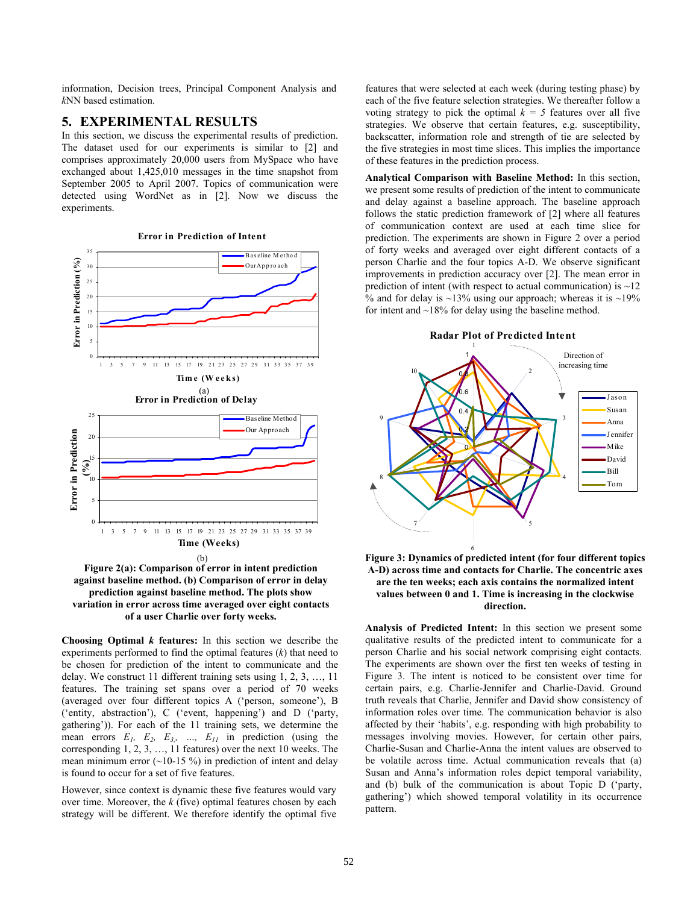information, Decision trees, Principal Component Analysis and *k*NN based estimation.

## 5. EXPERIMENTAL RESULTS

In this section, we discuss the experimental results of prediction. The dataset used for our experiments is similar to [2] and comprises approximately 20,000 users from MySpace who have exchanged about 1,425,010 messages in the time snapshot from September 2005 to April 2007. Topics of communication were detected using WordNet as in [2]. Now we discuss the experiments.

Error in Prediction of Intent

Error in Prediction (%)

0
5
10
15
20
25
30
35

Baseline Method
OurApproach

1 3 5 7 9 11 13 15 17 19 21 23 25 27 29 31 33 35 37 39

Time (Weeks)

(a)

Error in Prediction of Delay

Error in Prediction (%)

0
5
10
15
20
25

Baseline Method
Our Approach

1 3 5 7 9 11 13 15 17 19 21 23 25 27 29 31 33 35 37 39

Time (Weeks)

(b)

**Figure 2(a): Comparison of error in intent prediction against baseline method. (b) Comparison of error in delay prediction against baseline method. The plots show variation in error across time averaged over eight contacts of a user Charlie over forty weeks.**

**Choosing Optimal *k* features:** In this section we describe the experiments performed to find the optimal features (*k*) that need to be chosen for prediction of the intent to communicate and the delay. We construct 11 different training sets using 1, 2, 3, …, 11 features. The training set spans over a period of 70 weeks (averaged over four different topics A ('person, someone'), B ('entity, abstraction'), C ('event, happening') and D ('party, gathering')). For each of the 11 training sets, we determine the mean errors $E_1$, $E_2$, $E_3$, …, $E_{11}$ in prediction (using the corresponding 1, 2, 3, …, 11 features) over the next 10 weeks. The mean minimum error (~10-15 %) in prediction of intent and delay is found to occur for a set of five features.

However, since context is dynamic these five features would vary over time. Moreover, the *k* (five) optimal features chosen by each strategy will be different. We therefore identify the optimal five features that were selected at each week (during testing phase) by each of the five feature selection strategies. We thereafter follow a voting strategy to pick the optimal $k = 5$ features over all five strategies. We observe that certain features, e.g. susceptibility, backscatter, information role and strength of tie are selected by the five strategies in most time slices. This implies the importance of these features in the prediction process.

**Analytical Comparison with Baseline Method:** In this section, we present some results of prediction of the intent to communicate and delay against a baseline approach. The baseline approach follows the static prediction framework of [2] where all features of communication context are used at each time slice for prediction. The experiments are shown in Figure 2 over a period of forty weeks and averaged over eight different contacts of a person Charlie and the four topics A-D. We observe significant improvements in prediction accuracy over [2]. The mean error in prediction of intent (with respect to actual communication) is ~12 % and for delay is ~13% using our approach; whereas it is ~19% for intent and ~18% for delay using the baseline method.

Radar Plot of Predicted Intent

1
2
3
4
5
6
7
8
9
10

0
0.2
0.4
0.6
0.8
1

Direction of increasing time

Jason
Susan
Anna
Jennifer
Mike
David
Bill
Tom

**Figure 3: Dynamics of predicted intent (for four different topics A-D) across time and contacts for Charlie. The concentric axes are the ten weeks; each axis contains the normalized intent values between 0 and 1. Time is increasing in the clockwise direction.**

**Analysis of Predicted Intent:** In this section we present some qualitative results of the predicted intent to communicate for a person Charlie and his social network comprising eight contacts. The experiments are shown over the first ten weeks of testing in Figure 3. The intent is noticed to be consistent over time for certain pairs, e.g. Charlie-Jennifer and Charlie-David. Ground truth reveals that Charlie, Jennifer and David show consistency of information roles over time. The communication behavior is also affected by their 'habits', e.g. responding with high probability to messages involving movies. However, for certain other pairs, Charlie-Susan and Charlie-Anna the intent values are observed to be volatile across time. Actual communication reveals that (a) Susan and Anna's information roles depict temporal variability, and (b) bulk of the communication is about Topic D ('party, gathering') which showed temporal volatility in its occurrence pattern.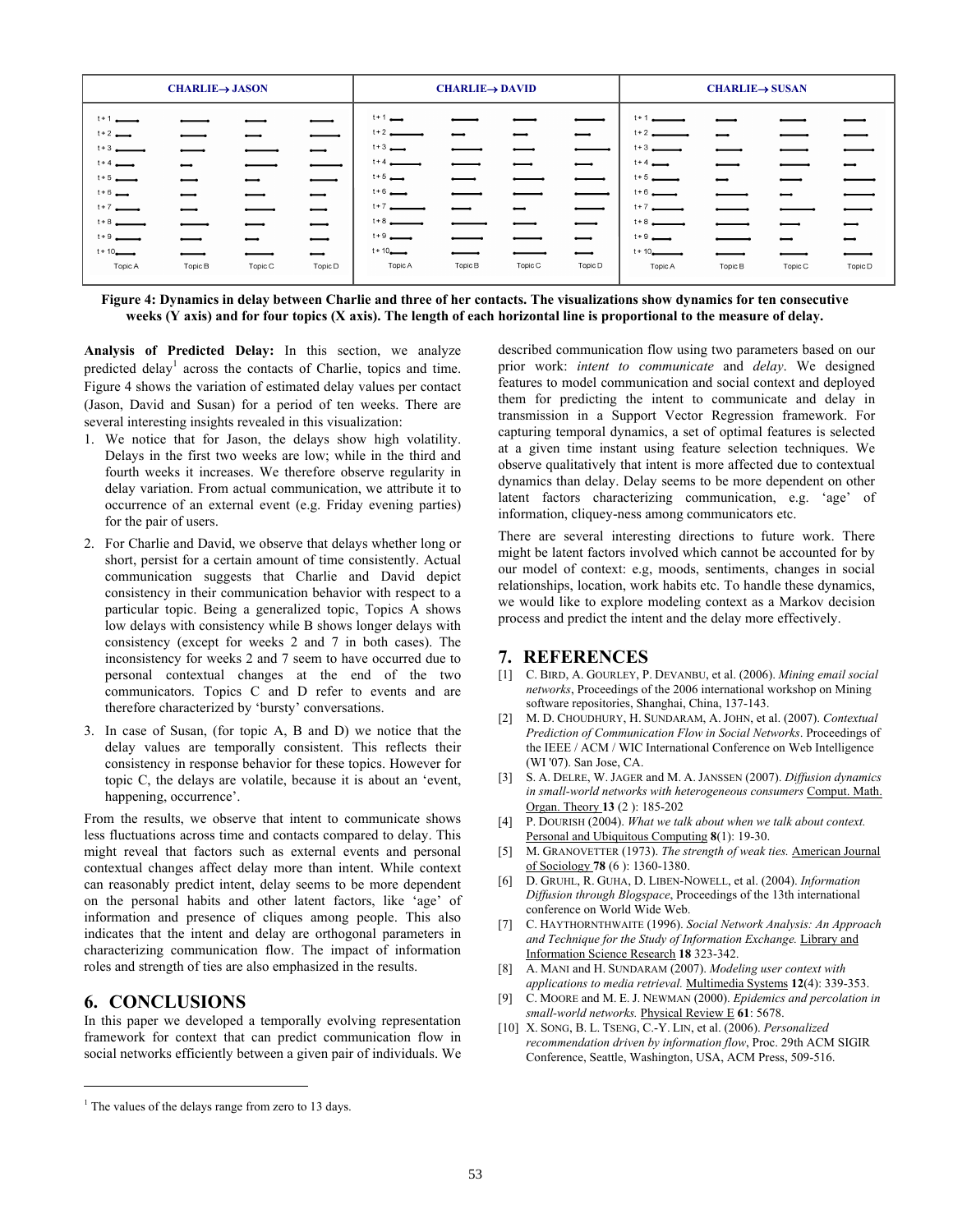CHARLIE→ JASON

CHARLIE→ DAVID

CHARLIE→ SUSAN

t+1
t+2
t+3
t+4
t+5
t+6
t+7
t+8
t+9
t+10

Topic A Topic B Topic C Topic D

**Figure 4: Dynamics in delay between Charlie and three of her contacts. The visualizations show dynamics for ten consecutive weeks (Y axis) and for four topics (X axis). The length of each horizontal line is proportional to the measure of delay.**

**Analysis of Predicted Delay:** In this section, we analyze predicted delay[1] across the contacts of Charlie, topics and time. Figure 4 shows the variation of estimated delay values per contact (Jason, David and Susan) for a period of ten weeks. There are several interesting insights revealed in this visualization:

1. We notice that for Jason, the delays show high volatility. Delays in the first two weeks are low; while in the third and fourth weeks it increases. We therefore observe regularity in delay variation. From actual communication, we attribute it to occurrence of an external event (e.g. Friday evening parties) for the pair of users.
2. For Charlie and David, we observe that delays whether long or short, persist for a certain amount of time consistently. Actual communication suggests that Charlie and David depict consistency in their communication behavior with respect to a particular topic. Being a generalized topic, Topics A shows low delays with consistency while B shows longer delays with consistency (except for weeks 2 and 7 in both cases). The inconsistency for weeks 2 and 7 seem to have occurred due to personal contextual changes at the end of the two communicators. Topics C and D refer to events and are therefore characterized by 'bursty' conversations.
3. In case of Susan, (for topic A, B and D) we notice that the delay values are temporally consistent. This reflects their consistency in response behavior for these topics. However for topic C, the delays are volatile, because it is about an 'event, happening, occurrence'.

From the results, we observe that intent to communicate shows less fluctuations across time and contacts compared to delay. This might reveal that factors such as external events and personal contextual changes affect delay more than intent. While context can reasonably predict intent, delay seems to be more dependent on the personal habits and other latent factors, like 'age' of information and presence of cliques among people. This also indicates that the intent and delay are orthogonal parameters in characterizing communication flow. The impact of information roles and strength of ties are also emphasized in the results.

## 6. CONCLUSIONS

In this paper we developed a temporally evolving representation framework for context that can predict communication flow in social networks efficiently between a given pair of individuals. We described communication flow using two parameters based on our prior work: *intent to communicate* and *delay*. We designed features to model communication and social context and deployed them for predicting the intent to communicate and delay in transmission in a Support Vector Regression framework. For capturing temporal dynamics, a set of optimal features is selected at a given time instant using feature selection techniques. We observe qualitatively that intent is more affected due to contextual dynamics than delay. Delay seems to be more dependent on other latent factors characterizing communication, e.g. 'age' of information, cliquey-ness among communicators etc.

There are several interesting directions to future work. There might be latent factors involved which cannot be accounted for by our model of context: e.g, moods, sentiments, changes in social relationships, location, work habits etc. To handle these dynamics, we would like to explore modeling context as a Markov decision process and predict the intent and the delay more effectively.

## 7. REFERENCES

[1] C. BIRD, A. GOURLEY, P. DEVANBU, et al. (2006). *Mining email social networks*, Proceedings of the 2006 international workshop on Mining software repositories, Shanghai, China, 137-143.

[2] M. D. CHOUDHURY, H. SUNDARAM, A. JOHN, et al. (2007). *Contextual Prediction of Communication Flow in Social Networks*. Proceedings of the IEEE / ACM / WIC International Conference on Web Intelligence (WI '07). San Jose, CA.

[3] S. A. DELRE, W. JAGER and M. A. JANSSEN (2007). *Diffusion dynamics in small-world networks with heterogeneous consumers* Comput. Math. Organ. Theory **13** (2 ): 185-202

[4] P. DOURISH (2004). *What we talk about when we talk about context.* Personal and Ubiquitous Computing **8**(1): 19-30.

[5] M. GRANOVETTER (1973). *The strength of weak ties.* American Journal of Sociology **78** (6 ): 1360-1380.

[6] D. GRUHL, R. GUHA, D. LIBEN-NOWELL, et al. (2004). *Information Diffusion through Blogspace*, Proceedings of the 13th international conference on World Wide Web.

[7] C. HAYTHORNTHWAITE (1996). *Social Network Analysis: An Approach and Technique for the Study of Information Exchange.* Library and Information Science Research **18** 323-342.

[8] A. MANI and H. SUNDARAM (2007). *Modeling user context with applications to media retrieval.* Multimedia Systems **12**(4): 339-353.

[9] C. MOORE and M. E. J. NEWMAN (2000). *Epidemics and percolation in small-world networks.* Physical Review E **61**: 5678.

[10] X. SONG, B. L. TSENG, C.-Y. LIN, et al. (2006). *Personalized recommendation driven by information flow*, Proc. 29th ACM SIGIR Conference, Seattle, Washington, USA, ACM Press, 509-516.

---

[1] The values of the delays range from zero to 13 days.